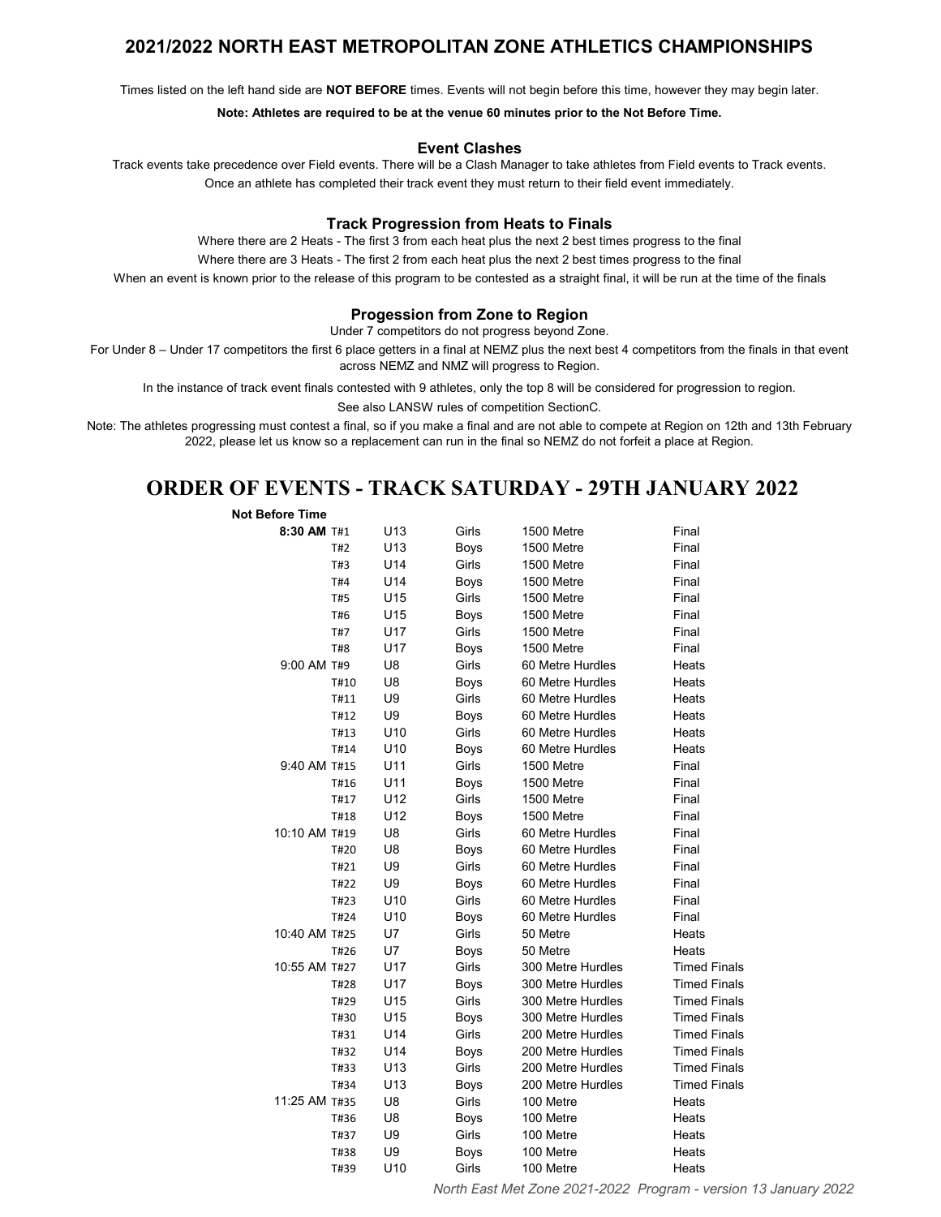## 2021/2022 NORTH EAST METROPOLITAN ZONE ATHLETICS CHAMPIONSHIPS

Times listed on the left hand side are **NOT BEFORE** times. Events will not begin before this time, however they may begin later.

**Note: Athletes are required to be at the venue 60 minutes prior to the Not Before Time.**

### Event Clashes

Track events take precedence over Field events. There will be a Clash Manager to take athletes from Field events to Track events. Once an athlete has completed their track event they must return to their field event immediately.

### Track Progression from Heats to Finals

Where there are 2 Heats - The first 3 from each heat plus the next 2 best times progress to the final

Where there are 3 Heats - The first 2 from each heat plus the next 2 best times progress to the final

When an event is known prior to the release of this program to be contested as a straight final, it will be run at the time of the finals

### Progession from Zone to Region

Under 7 competitors do not progress beyond Zone.

For Under 8 – Under 17 competitors the first 6 place getters in a final at NEMZ plus the next best 4 competitors from the finals in that event across NEMZ and NMZ will progress to Region.

In the instance of track event finals contested with 9 athletes, only the top 8 will be considered for progression to region.

See also LANSW rules of competition SectionC.

Note: The athletes progressing must contest a final, so if you make a final and are not able to compete at Region on 12th and 13th February 2022, please let us know so a replacement can run in the final so NEMZ do not forfeit a place at Region.

## ORDER OF EVENTS - TRACK SATURDAY - 29TH JANUARY 2022

| Not Before Time | | | | | |
|---|---|---|---|---|---|
| **8:30 AM** | T#1 | U13 | Girls | 1500 Metre | Final |
| | T#2 | U13 | Boys | 1500 Metre | Final |
| | T#3 | U14 | Girls | 1500 Metre | Final |
| | T#4 | U14 | Boys | 1500 Metre | Final |
| | T#5 | U15 | Girls | 1500 Metre | Final |
| | T#6 | U15 | Boys | 1500 Metre | Final |
| | T#7 | U17 | Girls | 1500 Metre | Final |
| | T#8 | U17 | Boys | 1500 Metre | Final |
| 9:00 AM | T#9 | U8 | Girls | 60 Metre Hurdles | Heats |
| | T#10 | U8 | Boys | 60 Metre Hurdles | Heats |
| | T#11 | U9 | Girls | 60 Metre Hurdles | Heats |
| | T#12 | U9 | Boys | 60 Metre Hurdles | Heats |
| | T#13 | U10 | Girls | 60 Metre Hurdles | Heats |
| | T#14 | U10 | Boys | 60 Metre Hurdles | Heats |
| 9:40 AM | T#15 | U11 | Girls | 1500 Metre | Final |
| | T#16 | U11 | Boys | 1500 Metre | Final |
| | T#17 | U12 | Girls | 1500 Metre | Final |
| | T#18 | U12 | Boys | 1500 Metre | Final |
| 10:10 AM | T#19 | U8 | Girls | 60 Metre Hurdles | Final |
| | T#20 | U8 | Boys | 60 Metre Hurdles | Final |
| | T#21 | U9 | Girls | 60 Metre Hurdles | Final |
| | T#22 | U9 | Boys | 60 Metre Hurdles | Final |
| | T#23 | U10 | Girls | 60 Metre Hurdles | Final |
| | T#24 | U10 | Boys | 60 Metre Hurdles | Final |
| 10:40 AM | T#25 | U7 | Girls | 50 Metre | Heats |
| | T#26 | U7 | Boys | 50 Metre | Heats |
| 10:55 AM | T#27 | U17 | Girls | 300 Metre Hurdles | Timed Finals |
| | T#28 | U17 | Boys | 300 Metre Hurdles | Timed Finals |
| | T#29 | U15 | Girls | 300 Metre Hurdles | Timed Finals |
| | T#30 | U15 | Boys | 300 Metre Hurdles | Timed Finals |
| | T#31 | U14 | Girls | 200 Metre Hurdles | Timed Finals |
| | T#32 | U14 | Boys | 200 Metre Hurdles | Timed Finals |
| | T#33 | U13 | Girls | 200 Metre Hurdles | Timed Finals |
| | T#34 | U13 | Boys | 200 Metre Hurdles | Timed Finals |
| 11:25 AM | T#35 | U8 | Girls | 100 Metre | Heats |
| | T#36 | U8 | Boys | 100 Metre | Heats |
| | T#37 | U9 | Girls | 100 Metre | Heats |
| | T#38 | U9 | Boys | 100 Metre | Heats |
| | T#39 | U10 | Girls | 100 Metre | Heats |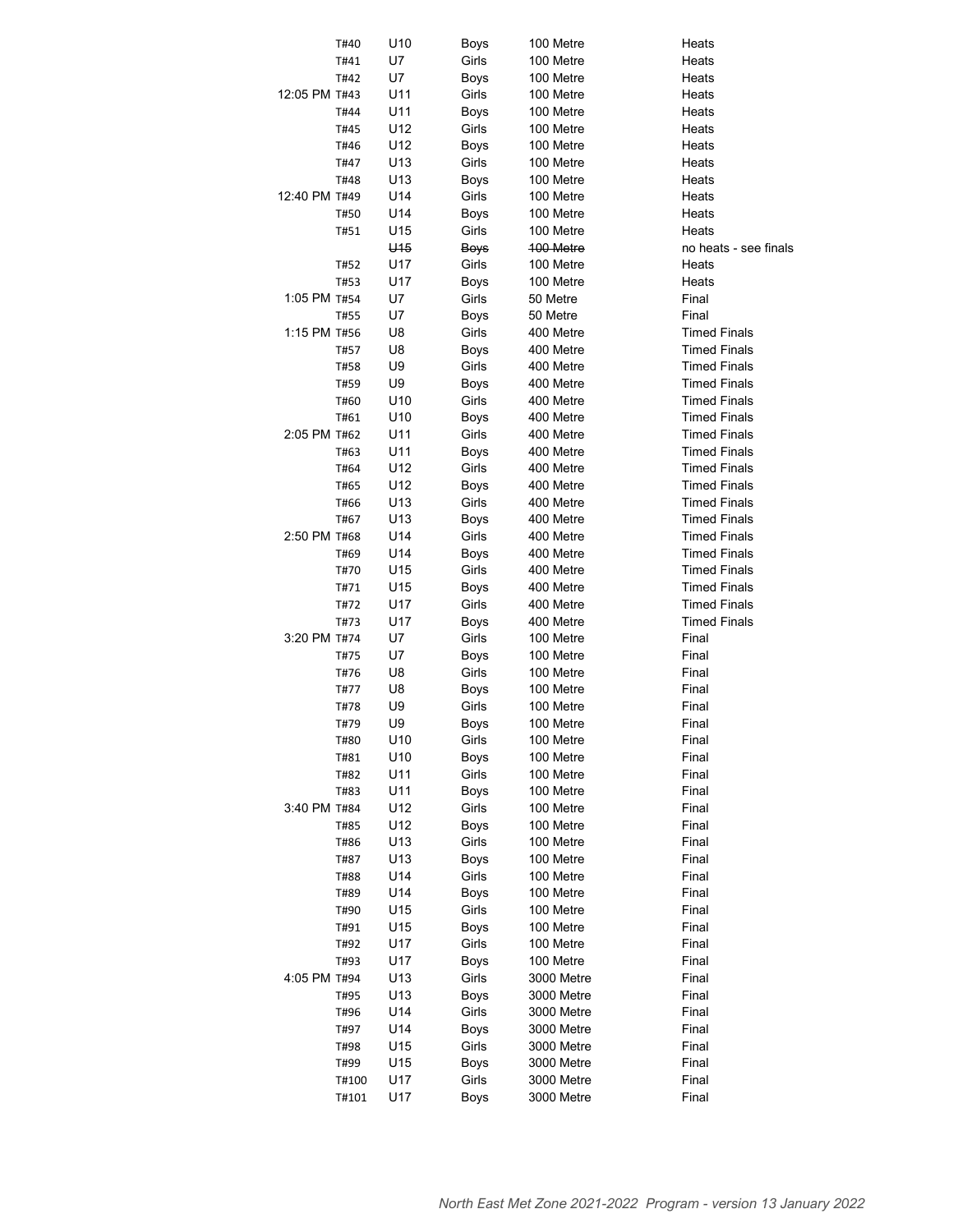| Time | Event | Age | Gender | Distance | Round |
|---|---|---|---|---|---|
| | T#40 | U10 | Boys | 100 Metre | Heats |
| | T#41 | U7 | Girls | 100 Metre | Heats |
| | T#42 | U7 | Boys | 100 Metre | Heats |
| 12:05 PM | T#43 | U11 | Girls | 100 Metre | Heats |
| | T#44 | U11 | Boys | 100 Metre | Heats |
| | T#45 | U12 | Girls | 100 Metre | Heats |
| | T#46 | U12 | Boys | 100 Metre | Heats |
| | T#47 | U13 | Girls | 100 Metre | Heats |
| | T#48 | U13 | Boys | 100 Metre | Heats |
| 12:40 PM | T#49 | U14 | Girls | 100 Metre | Heats |
| | T#50 | U14 | Boys | 100 Metre | Heats |
| | T#51 | U15 | Girls | 100 Metre | Heats |
| | | ~~U15~~ | ~~Boys~~ | ~~100 Metre~~ | no heats - see finals |
| | T#52 | U17 | Girls | 100 Metre | Heats |
| | T#53 | U17 | Boys | 100 Metre | Heats |
| 1:05 PM | T#54 | U7 | Girls | 50 Metre | Final |
| | T#55 | U7 | Boys | 50 Metre | Final |
| 1:15 PM | T#56 | U8 | Girls | 400 Metre | Timed Finals |
| | T#57 | U8 | Boys | 400 Metre | Timed Finals |
| | T#58 | U9 | Girls | 400 Metre | Timed Finals |
| | T#59 | U9 | Boys | 400 Metre | Timed Finals |
| | T#60 | U10 | Girls | 400 Metre | Timed Finals |
| | T#61 | U10 | Boys | 400 Metre | Timed Finals |
| 2:05 PM | T#62 | U11 | Girls | 400 Metre | Timed Finals |
| | T#63 | U11 | Boys | 400 Metre | Timed Finals |
| | T#64 | U12 | Girls | 400 Metre | Timed Finals |
| | T#65 | U12 | Boys | 400 Metre | Timed Finals |
| | T#66 | U13 | Girls | 400 Metre | Timed Finals |
| | T#67 | U13 | Boys | 400 Metre | Timed Finals |
| 2:50 PM | T#68 | U14 | Girls | 400 Metre | Timed Finals |
| | T#69 | U14 | Boys | 400 Metre | Timed Finals |
| | T#70 | U15 | Girls | 400 Metre | Timed Finals |
| | T#71 | U15 | Boys | 400 Metre | Timed Finals |
| | T#72 | U17 | Girls | 400 Metre | Timed Finals |
| | T#73 | U17 | Boys | 400 Metre | Timed Finals |
| 3:20 PM | T#74 | U7 | Girls | 100 Metre | Final |
| | T#75 | U7 | Boys | 100 Metre | Final |
| | T#76 | U8 | Girls | 100 Metre | Final |
| | T#77 | U8 | Boys | 100 Metre | Final |
| | T#78 | U9 | Girls | 100 Metre | Final |
| | T#79 | U9 | Boys | 100 Metre | Final |
| | T#80 | U10 | Girls | 100 Metre | Final |
| | T#81 | U10 | Boys | 100 Metre | Final |
| | T#82 | U11 | Girls | 100 Metre | Final |
| | T#83 | U11 | Boys | 100 Metre | Final |
| 3:40 PM | T#84 | U12 | Girls | 100 Metre | Final |
| | T#85 | U12 | Boys | 100 Metre | Final |
| | T#86 | U13 | Girls | 100 Metre | Final |
| | T#87 | U13 | Boys | 100 Metre | Final |
| | T#88 | U14 | Girls | 100 Metre | Final |
| | T#89 | U14 | Boys | 100 Metre | Final |
| | T#90 | U15 | Girls | 100 Metre | Final |
| | T#91 | U15 | Boys | 100 Metre | Final |
| | T#92 | U17 | Girls | 100 Metre | Final |
| | T#93 | U17 | Boys | 100 Metre | Final |
| 4:05 PM | T#94 | U13 | Girls | 3000 Metre | Final |
| | T#95 | U13 | Boys | 3000 Metre | Final |
| | T#96 | U14 | Girls | 3000 Metre | Final |
| | T#97 | U14 | Boys | 3000 Metre | Final |
| | T#98 | U15 | Girls | 3000 Metre | Final |
| | T#99 | U15 | Boys | 3000 Metre | Final |
| | T#100 | U17 | Girls | 3000 Metre | Final |
| | T#101 | U17 | Boys | 3000 Metre | Final |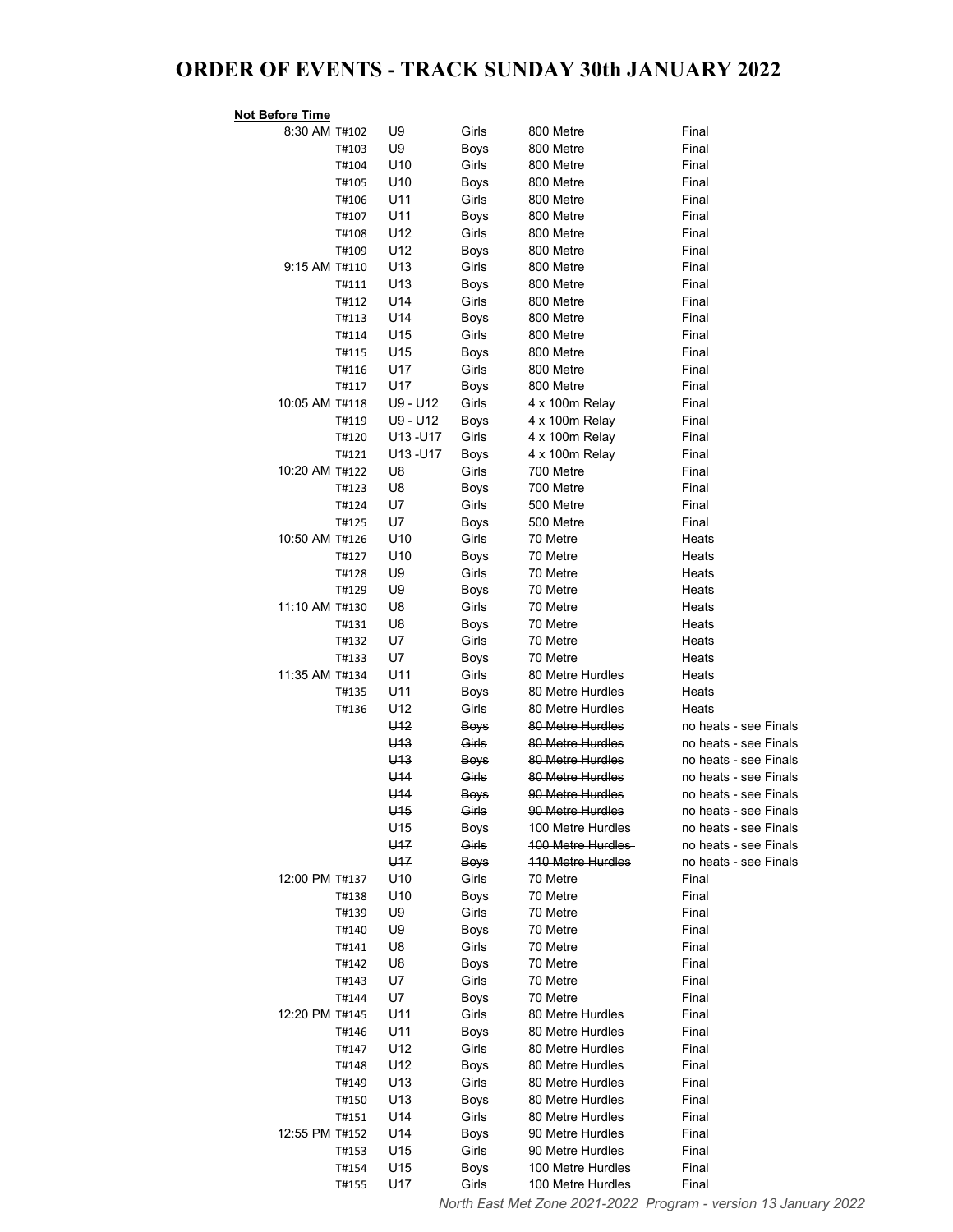# ORDER OF EVENTS - TRACK SUNDAY 30th JANUARY 2022

| **Not Before Time** | | | | | |
|---|---|---|---|---|---|
| 8:30 AM | T#102 | U9 | Girls | 800 Metre | Final |
| | T#103 | U9 | Boys | 800 Metre | Final |
| | T#104 | U10 | Girls | 800 Metre | Final |
| | T#105 | U10 | Boys | 800 Metre | Final |
| | T#106 | U11 | Girls | 800 Metre | Final |
| | T#107 | U11 | Boys | 800 Metre | Final |
| | T#108 | U12 | Girls | 800 Metre | Final |
| | T#109 | U12 | Boys | 800 Metre | Final |
| 9:15 AM | T#110 | U13 | Girls | 800 Metre | Final |
| | T#111 | U13 | Boys | 800 Metre | Final |
| | T#112 | U14 | Girls | 800 Metre | Final |
| | T#113 | U14 | Boys | 800 Metre | Final |
| | T#114 | U15 | Girls | 800 Metre | Final |
| | T#115 | U15 | Boys | 800 Metre | Final |
| | T#116 | U17 | Girls | 800 Metre | Final |
| | T#117 | U17 | Boys | 800 Metre | Final |
| 10:05 AM | T#118 | U9 - U12 | Girls | 4 x 100m Relay | Final |
| | T#119 | U9 - U12 | Boys | 4 x 100m Relay | Final |
| | T#120 | U13 -U17 | Girls | 4 x 100m Relay | Final |
| | T#121 | U13 -U17 | Boys | 4 x 100m Relay | Final |
| 10:20 AM | T#122 | U8 | Girls | 700 Metre | Final |
| | T#123 | U8 | Boys | 700 Metre | Final |
| | T#124 | U7 | Girls | 500 Metre | Final |
| | T#125 | U7 | Boys | 500 Metre | Final |
| 10:50 AM | T#126 | U10 | Girls | 70 Metre | Heats |
| | T#127 | U10 | Boys | 70 Metre | Heats |
| | T#128 | U9 | Girls | 70 Metre | Heats |
| | T#129 | U9 | Boys | 70 Metre | Heats |
| 11:10 AM | T#130 | U8 | Girls | 70 Metre | Heats |
| | T#131 | U8 | Boys | 70 Metre | Heats |
| | T#132 | U7 | Girls | 70 Metre | Heats |
| | T#133 | U7 | Boys | 70 Metre | Heats |
| 11:35 AM | T#134 | U11 | Girls | 80 Metre Hurdles | Heats |
| | T#135 | U11 | Boys | 80 Metre Hurdles | Heats |
| | T#136 | U12 | Girls | 80 Metre Hurdles | Heats |
| | | ~~U12~~ | ~~Boys~~ | ~~80 Metre Hurdles~~ | no heats - see Finals |
| | | ~~U13~~ | ~~Girls~~ | ~~80 Metre Hurdles~~ | no heats - see Finals |
| | | ~~U13~~ | ~~Boys~~ | ~~80 Metre Hurdles~~ | no heats - see Finals |
| | | ~~U14~~ | ~~Girls~~ | ~~80 Metre Hurdles~~ | no heats - see Finals |
| | | ~~U14~~ | ~~Boys~~ | ~~90 Metre Hurdles~~ | no heats - see Finals |
| | | ~~U15~~ | ~~Girls~~ | ~~90 Metre Hurdles~~ | no heats - see Finals |
| | | ~~U15~~ | ~~Boys~~ | ~~100 Metre Hurdles~~ | no heats - see Finals |
| | | ~~U17~~ | ~~Girls~~ | ~~100 Metre Hurdles~~ | no heats - see Finals |
| | | ~~U17~~ | ~~Boys~~ | ~~110 Metre Hurdles~~ | no heats - see Finals |
| 12:00 PM | T#137 | U10 | Girls | 70 Metre | Final |
| | T#138 | U10 | Boys | 70 Metre | Final |
| | T#139 | U9 | Girls | 70 Metre | Final |
| | T#140 | U9 | Boys | 70 Metre | Final |
| | T#141 | U8 | Girls | 70 Metre | Final |
| | T#142 | U8 | Boys | 70 Metre | Final |
| | T#143 | U7 | Girls | 70 Metre | Final |
| | T#144 | U7 | Boys | 70 Metre | Final |
| 12:20 PM | T#145 | U11 | Girls | 80 Metre Hurdles | Final |
| | T#146 | U11 | Boys | 80 Metre Hurdles | Final |
| | T#147 | U12 | Girls | 80 Metre Hurdles | Final |
| | T#148 | U12 | Boys | 80 Metre Hurdles | Final |
| | T#149 | U13 | Girls | 80 Metre Hurdles | Final |
| | T#150 | U13 | Boys | 80 Metre Hurdles | Final |
| | T#151 | U14 | Girls | 80 Metre Hurdles | Final |
| 12:55 PM | T#152 | U14 | Boys | 90 Metre Hurdles | Final |
| | T#153 | U15 | Girls | 90 Metre Hurdles | Final |
| | T#154 | U15 | Boys | 100 Metre Hurdles | Final |
| | T#155 | U17 | Girls | 100 Metre Hurdles | Final |

*North East Met Zone 2021-2022 Program - version 13 January 2022*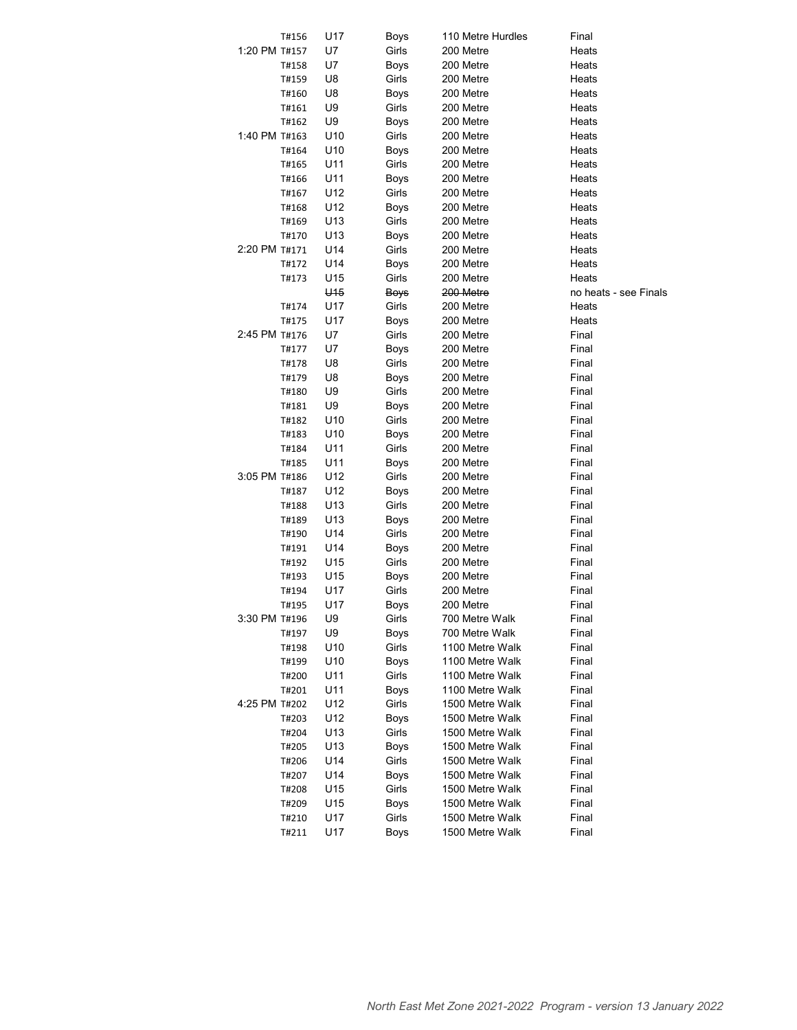| Time | Event # | Age | Gender | Event | Round |
|---|---|---|---|---|---|
| | T#156 | U17 | Boys | 110 Metre Hurdles | Final |
| 1:20 PM | T#157 | U7 | Girls | 200 Metre | Heats |
| | T#158 | U7 | Boys | 200 Metre | Heats |
| | T#159 | U8 | Girls | 200 Metre | Heats |
| | T#160 | U8 | Boys | 200 Metre | Heats |
| | T#161 | U9 | Girls | 200 Metre | Heats |
| | T#162 | U9 | Boys | 200 Metre | Heats |
| 1:40 PM | T#163 | U10 | Girls | 200 Metre | Heats |
| | T#164 | U10 | Boys | 200 Metre | Heats |
| | T#165 | U11 | Girls | 200 Metre | Heats |
| | T#166 | U11 | Boys | 200 Metre | Heats |
| | T#167 | U12 | Girls | 200 Metre | Heats |
| | T#168 | U12 | Boys | 200 Metre | Heats |
| | T#169 | U13 | Girls | 200 Metre | Heats |
| | T#170 | U13 | Boys | 200 Metre | Heats |
| 2:20 PM | T#171 | U14 | Girls | 200 Metre | Heats |
| | T#172 | U14 | Boys | 200 Metre | Heats |
| | T#173 | U15 | Girls | 200 Metre | Heats |
| | | ~~U15~~ | ~~Boys~~ | ~~200 Metre~~ | no heats - see Finals |
| | T#174 | U17 | Girls | 200 Metre | Heats |
| | T#175 | U17 | Boys | 200 Metre | Heats |
| 2:45 PM | T#176 | U7 | Girls | 200 Metre | Final |
| | T#177 | U7 | Boys | 200 Metre | Final |
| | T#178 | U8 | Girls | 200 Metre | Final |
| | T#179 | U8 | Boys | 200 Metre | Final |
| | T#180 | U9 | Girls | 200 Metre | Final |
| | T#181 | U9 | Boys | 200 Metre | Final |
| | T#182 | U10 | Girls | 200 Metre | Final |
| | T#183 | U10 | Boys | 200 Metre | Final |
| | T#184 | U11 | Girls | 200 Metre | Final |
| | T#185 | U11 | Boys | 200 Metre | Final |
| 3:05 PM | T#186 | U12 | Girls | 200 Metre | Final |
| | T#187 | U12 | Boys | 200 Metre | Final |
| | T#188 | U13 | Girls | 200 Metre | Final |
| | T#189 | U13 | Boys | 200 Metre | Final |
| | T#190 | U14 | Girls | 200 Metre | Final |
| | T#191 | U14 | Boys | 200 Metre | Final |
| | T#192 | U15 | Girls | 200 Metre | Final |
| | T#193 | U15 | Boys | 200 Metre | Final |
| | T#194 | U17 | Girls | 200 Metre | Final |
| | T#195 | U17 | Boys | 200 Metre | Final |
| 3:30 PM | T#196 | U9 | Girls | 700 Metre Walk | Final |
| | T#197 | U9 | Boys | 700 Metre Walk | Final |
| | T#198 | U10 | Girls | 1100 Metre Walk | Final |
| | T#199 | U10 | Boys | 1100 Metre Walk | Final |
| | T#200 | U11 | Girls | 1100 Metre Walk | Final |
| | T#201 | U11 | Boys | 1100 Metre Walk | Final |
| 4:25 PM | T#202 | U12 | Girls | 1500 Metre Walk | Final |
| | T#203 | U12 | Boys | 1500 Metre Walk | Final |
| | T#204 | U13 | Girls | 1500 Metre Walk | Final |
| | T#205 | U13 | Boys | 1500 Metre Walk | Final |
| | T#206 | U14 | Girls | 1500 Metre Walk | Final |
| | T#207 | U14 | Boys | 1500 Metre Walk | Final |
| | T#208 | U15 | Girls | 1500 Metre Walk | Final |
| | T#209 | U15 | Boys | 1500 Metre Walk | Final |
| | T#210 | U17 | Girls | 1500 Metre Walk | Final |
| | T#211 | U17 | Boys | 1500 Metre Walk | Final |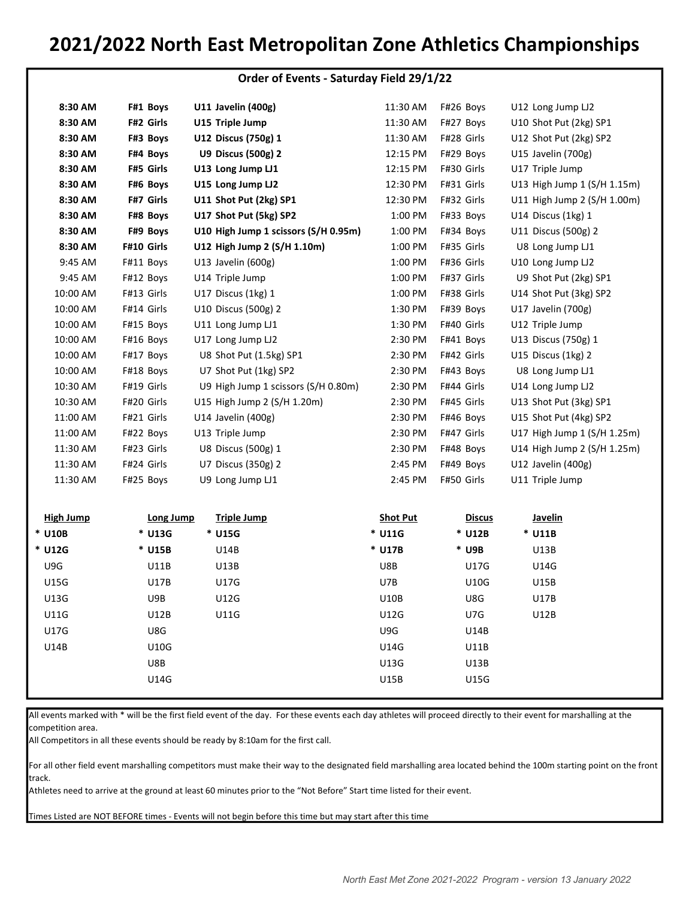# 2021/2022 North East Metropolitan Zone Athletics Championships

## Order of Events - Saturday Field 29/1/22

| Time | Event | Group | Event Name |
|---|---|---|---|
| **8:30 AM** | **F#1** | **Boys** | **U11 Javelin (400g)** |
| **8:30 AM** | **F#2** | **Girls** | **U15 Triple Jump** |
| **8:30 AM** | **F#3** | **Boys** | **U12 Discus (750g) 1** |
| **8:30 AM** | **F#4** | **Boys** | **U9 Discus (500g) 2** |
| **8:30 AM** | **F#5** | **Girls** | **U13 Long Jump LJ1** |
| **8:30 AM** | **F#6** | **Boys** | **U15 Long Jump LJ2** |
| **8:30 AM** | **F#7** | **Girls** | **U11 Shot Put (2kg) SP1** |
| **8:30 AM** | **F#8** | **Boys** | **U17 Shot Put (5kg) SP2** |
| **8:30 AM** | **F#9** | **Boys** | **U10 High Jump 1 scissors (S/H 0.95m)** |
| **8:30 AM** | **F#10** | **Girls** | **U12 High Jump 2 (S/H 1.10m)** |
| 9:45 AM | F#11 | Boys | U13 Javelin (600g) |
| 9:45 AM | F#12 | Boys | U14 Triple Jump |
| 10:00 AM | F#13 | Girls | U17 Discus (1kg) 1 |
| 10:00 AM | F#14 | Girls | U10 Discus (500g) 2 |
| 10:00 AM | F#15 | Boys | U11 Long Jump LJ1 |
| 10:00 AM | F#16 | Boys | U17 Long Jump LJ2 |
| 10:00 AM | F#17 | Boys | U8 Shot Put (1.5kg) SP1 |
| 10:00 AM | F#18 | Boys | U7 Shot Put (1kg) SP2 |
| 10:30 AM | F#19 | Girls | U9 High Jump 1 scissors (S/H 0.80m) |
| 10:30 AM | F#20 | Girls | U15 High Jump 2 (S/H 1.20m) |
| 11:00 AM | F#21 | Girls | U14 Javelin (400g) |
| 11:00 AM | F#22 | Boys | U13 Triple Jump |
| 11:30 AM | F#23 | Girls | U8 Discus (500g) 1 |
| 11:30 AM | F#24 | Girls | U7 Discus (350g) 2 |
| 11:30 AM | F#25 | Boys | U9 Long Jump LJ1 |
| 11:30 AM | F#26 | Boys | U12 Long Jump LJ2 |
| 11:30 AM | F#27 | Boys | U10 Shot Put (2kg) SP1 |
| 11:30 AM | F#28 | Girls | U12 Shot Put (2kg) SP2 |
| 12:15 PM | F#29 | Boys | U15 Javelin (700g) |
| 12:15 PM | F#30 | Girls | U17 Triple Jump |
| 12:30 PM | F#31 | Girls | U13 High Jump 1 (S/H 1.15m) |
| 12:30 PM | F#32 | Girls | U11 High Jump 2 (S/H 1.00m) |
| 1:00 PM | F#33 | Boys | U14 Discus (1kg) 1 |
| 1:00 PM | F#34 | Boys | U11 Discus (500g) 2 |
| 1:00 PM | F#35 | Girls | U8 Long Jump LJ1 |
| 1:00 PM | F#36 | Girls | U10 Long Jump LJ2 |
| 1:00 PM | F#37 | Girls | U9 Shot Put (2kg) SP1 |
| 1:00 PM | F#38 | Girls | U14 Shot Put (3kg) SP2 |
| 1:30 PM | F#39 | Boys | U17 Javelin (700g) |
| 1:30 PM | F#40 | Girls | U12 Triple Jump |
| 2:30 PM | F#41 | Boys | U13 Discus (750g) 1 |
| 2:30 PM | F#42 | Girls | U15 Discus (1kg) 2 |
| 2:30 PM | F#43 | Boys | U8 Long Jump LJ1 |
| 2:30 PM | F#44 | Girls | U14 Long Jump LJ2 |
| 2:30 PM | F#45 | Girls | U13 Shot Put (3kg) SP1 |
| 2:30 PM | F#46 | Boys | U15 Shot Put (4kg) SP2 |
| 2:30 PM | F#47 | Girls | U17 High Jump 1 (S/H 1.25m) |
| 2:30 PM | F#48 | Boys | U14 High Jump 2 (S/H 1.25m) |
| 2:45 PM | F#49 | Boys | U12 Javelin (400g) |
| 2:45 PM | F#50 | Girls | U11 Triple Jump |

| High Jump | Long Jump | Triple Jump | Shot Put | Discus | Javelin |
|---|---|---|---|---|---|
| **\* U10B** | **\* U13G** | **\* U15G** | **\* U11G** | **\* U12B** | **\* U11B** |
| **\* U12G** | **\* U15B** | U14B | **\* U17B** | **\* U9B** | U13B |
| U9G | U11B | U13B | U8B | U17G | U14G |
| U15G | U17B | U17G | U7B | U10G | U15B |
| U13G | U9B | U12G | U10B | U8G | U17B |
| U11G | U12B | U11G | U12G | U7G | U12B |
| U17G | U8G | | U9G | U14B | |
| U14B | U10G | | U14G | U11B | |
| | U8B | | U13G | U13B | |
| | U14G | | U15B | U15G | |

All events marked with * will be the first field event of the day. For these events each day athletes will proceed directly to their event for marshalling at the competition area.

All Competitors in all these events should be ready by 8:10am for the first call.

For all other field event marshalling competitors must make their way to the designated field marshalling area located behind the 100m starting point on the front track.

Athletes need to arrive at the ground at least 60 minutes prior to the "Not Before" Start time listed for their event.

Times Listed are NOT BEFORE times - Events will not begin before this time but may start after this time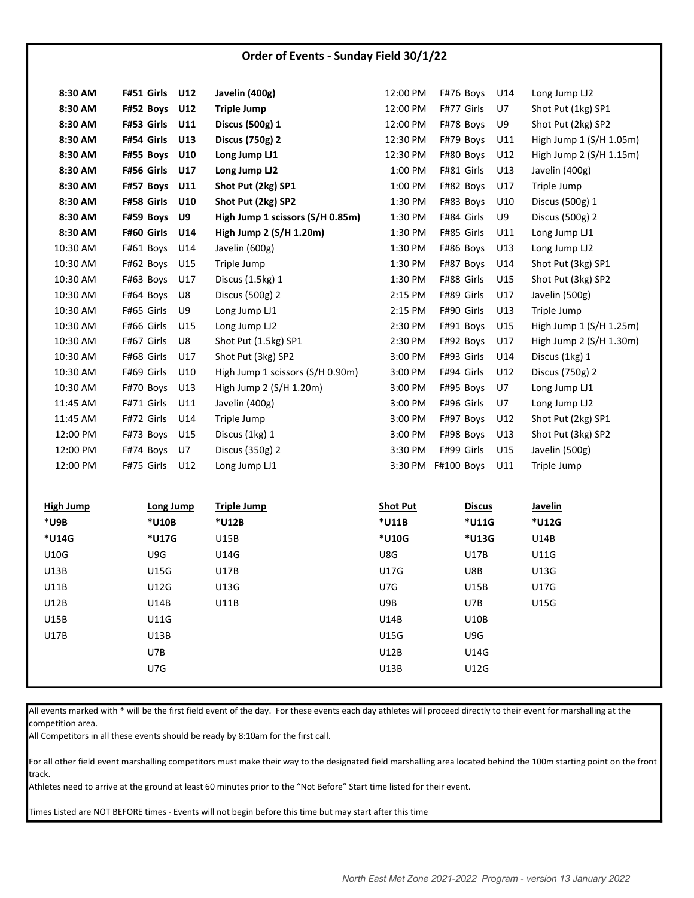## Order of Events - Sunday Field 30/1/22

| | | | | | | | |
|---|---|---|---|---|---|---|---|
| **8:30 AM** | **F#51 Girls** | **U12** | **Javelin (400g)** | 12:00 PM | F#76 Boys | U14 | Long Jump LJ2 |
| **8:30 AM** | **F#52 Boys** | **U12** | **Triple Jump** | 12:00 PM | F#77 Girls | U7 | Shot Put (1kg) SP1 |
| **8:30 AM** | **F#53 Girls** | **U11** | **Discus (500g) 1** | 12:00 PM | F#78 Boys | U9 | Shot Put (2kg) SP2 |
| **8:30 AM** | **F#54 Girls** | **U13** | **Discus (750g) 2** | 12:30 PM | F#79 Boys | U11 | High Jump 1 (S/H 1.05m) |
| **8:30 AM** | **F#55 Boys** | **U10** | **Long Jump LJ1** | 12:30 PM | F#80 Boys | U12 | High Jump 2 (S/H 1.15m) |
| **8:30 AM** | **F#56 Girls** | **U17** | **Long Jump LJ2** | 1:00 PM | F#81 Girls | U13 | Javelin (400g) |
| **8:30 AM** | **F#57 Boys** | **U11** | **Shot Put (2kg) SP1** | 1:00 PM | F#82 Boys | U17 | Triple Jump |
| **8:30 AM** | **F#58 Girls** | **U10** | **Shot Put (2kg) SP2** | 1:30 PM | F#83 Boys | U10 | Discus (500g) 1 |
| **8:30 AM** | **F#59 Boys** | **U9** | **High Jump 1 scissors (S/H 0.85m)** | 1:30 PM | F#84 Girls | U9 | Discus (500g) 2 |
| **8:30 AM** | **F#60 Girls** | **U14** | **High Jump 2 (S/H 1.20m)** | 1:30 PM | F#85 Girls | U11 | Long Jump LJ1 |
| 10:30 AM | F#61 Boys | U14 | Javelin (600g) | 1:30 PM | F#86 Boys | U13 | Long Jump LJ2 |
| 10:30 AM | F#62 Boys | U15 | Triple Jump | 1:30 PM | F#87 Boys | U14 | Shot Put (3kg) SP1 |
| 10:30 AM | F#63 Boys | U17 | Discus (1.5kg) 1 | 1:30 PM | F#88 Girls | U15 | Shot Put (3kg) SP2 |
| 10:30 AM | F#64 Boys | U8 | Discus (500g) 2 | 2:15 PM | F#89 Girls | U17 | Javelin (500g) |
| 10:30 AM | F#65 Girls | U9 | Long Jump LJ1 | 2:15 PM | F#90 Girls | U13 | Triple Jump |
| 10:30 AM | F#66 Girls | U15 | Long Jump LJ2 | 2:30 PM | F#91 Boys | U15 | High Jump 1 (S/H 1.25m) |
| 10:30 AM | F#67 Girls | U8 | Shot Put (1.5kg) SP1 | 2:30 PM | F#92 Boys | U17 | High Jump 2 (S/H 1.30m) |
| 10:30 AM | F#68 Girls | U17 | Shot Put (3kg) SP2 | 3:00 PM | F#93 Girls | U14 | Discus (1kg) 1 |
| 10:30 AM | F#69 Girls | U10 | High Jump 1 scissors (S/H 0.90m) | 3:00 PM | F#94 Girls | U12 | Discus (750g) 2 |
| 10:30 AM | F#70 Boys | U13 | High Jump 2 (S/H 1.20m) | 3:00 PM | F#95 Boys | U7 | Long Jump LJ1 |
| 11:45 AM | F#71 Girls | U11 | Javelin (400g) | 3:00 PM | F#96 Girls | U7 | Long Jump LJ2 |
| 11:45 AM | F#72 Girls | U14 | Triple Jump | 3:00 PM | F#97 Boys | U12 | Shot Put (2kg) SP1 |
| 12:00 PM | F#73 Boys | U15 | Discus (1kg) 1 | 3:00 PM | F#98 Boys | U13 | Shot Put (3kg) SP2 |
| 12:00 PM | F#74 Boys | U7 | Discus (350g) 2 | 3:30 PM | F#99 Girls | U15 | Javelin (500g) |
| 12:00 PM | F#75 Girls | U12 | Long Jump LJ1 | 3:30 PM | F#100 Boys | U11 | Triple Jump |

| High Jump | Long Jump | Triple Jump | Shot Put | Discus | Javelin |
|---|---|---|---|---|---|
| **\*U9B** | **\*U10B** | **\*U12B** | **\*U11B** | **\*U11G** | **\*U12G** |
| **\*U14G** | **\*U17G** | U15B | **\*U10G** | **\*U13G** | U14B |
| U10G | U9G | U14G | U8G | U17B | U11G |
| U13B | U15G | U17B | U17G | U8B | U13G |
| U11B | U12G | U13G | U7G | U15B | U17G |
| U12B | U14B | U11B | U9B | U7B | U15G |
| U15B | U11G | | U14B | U10B | |
| U17B | U13B | | U15G | U9G | |
| | U7B | | U12B | U14G | |
| | U7G | | U13B | U12G | |

All events marked with * will be the first field event of the day. For these events each day athletes will proceed directly to their event for marshalling at the competition area.
All Competitors in all these events should be ready by 8:10am for the first call.

For all other field event marshalling competitors must make their way to the designated field marshalling area located behind the 100m starting point on the front track.
Athletes need to arrive at the ground at least 60 minutes prior to the "Not Before" Start time listed for their event.

Times Listed are NOT BEFORE times - Events will not begin before this time but may start after this time